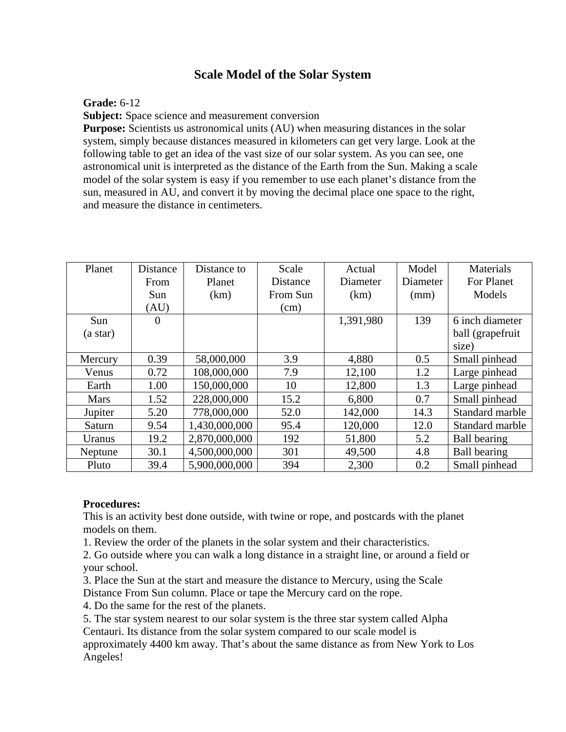# Scale Model of the Solar System

**Grade:** 6-12
**Subject:** Space science and measurement conversion
**Purpose:** Scientists us astronomical units (AU) when measuring distances in the solar system, simply because distances measured in kilometers can get very large. Look at the following table to get an idea of the vast size of our solar system. As you can see, one astronomical unit is interpreted as the distance of the Earth from the Sun. Making a scale model of the solar system is easy if you remember to use each planet's distance from the sun, measured in AU, and convert it by moving the decimal place one space to the right, and measure the distance in centimeters.

| Planet | Distance From Sun (AU) | Distance to Planet (km) | Scale Distance From Sun (cm) | Actual Diameter (km) | Model Diameter (mm) | Materials For Planet Models |
|---|---|---|---|---|---|---|
| Sun (a star) | 0 | | | 1,391,980 | 139 | 6 inch diameter ball (grapefruit size) |
| Mercury | 0.39 | 58,000,000 | 3.9 | 4,880 | 0.5 | Small pinhead |
| Venus | 0.72 | 108,000,000 | 7.9 | 12,100 | 1.2 | Large pinhead |
| Earth | 1.00 | 150,000,000 | 10 | 12,800 | 1.3 | Large pinhead |
| Mars | 1.52 | 228,000,000 | 15.2 | 6,800 | 0.7 | Small pinhead |
| Jupiter | 5.20 | 778,000,000 | 52.0 | 142,000 | 14.3 | Standard marble |
| Saturn | 9.54 | 1,430,000,000 | 95.4 | 120,000 | 12.0 | Standard marble |
| Uranus | 19.2 | 2,870,000,000 | 192 | 51,800 | 5.2 | Ball bearing |
| Neptune | 30.1 | 4,500,000,000 | 301 | 49,500 | 4.8 | Ball bearing |
| Pluto | 39.4 | 5,900,000,000 | 394 | 2,300 | 0.2 | Small pinhead |

**Procedures:**
This is an activity best done outside, with twine or rope, and postcards with the planet models on them.
1. Review the order of the planets in the solar system and their characteristics.
2. Go outside where you can walk a long distance in a straight line, or around a field or your school.
3. Place the Sun at the start and measure the distance to Mercury, using the Scale Distance From Sun column. Place or tape the Mercury card on the rope.
4. Do the same for the rest of the planets.
5. The star system nearest to our solar system is the three star system called Alpha Centauri. Its distance from the solar system compared to our scale model is approximately 4400 km away. That's about the same distance as from New York to Los Angeles!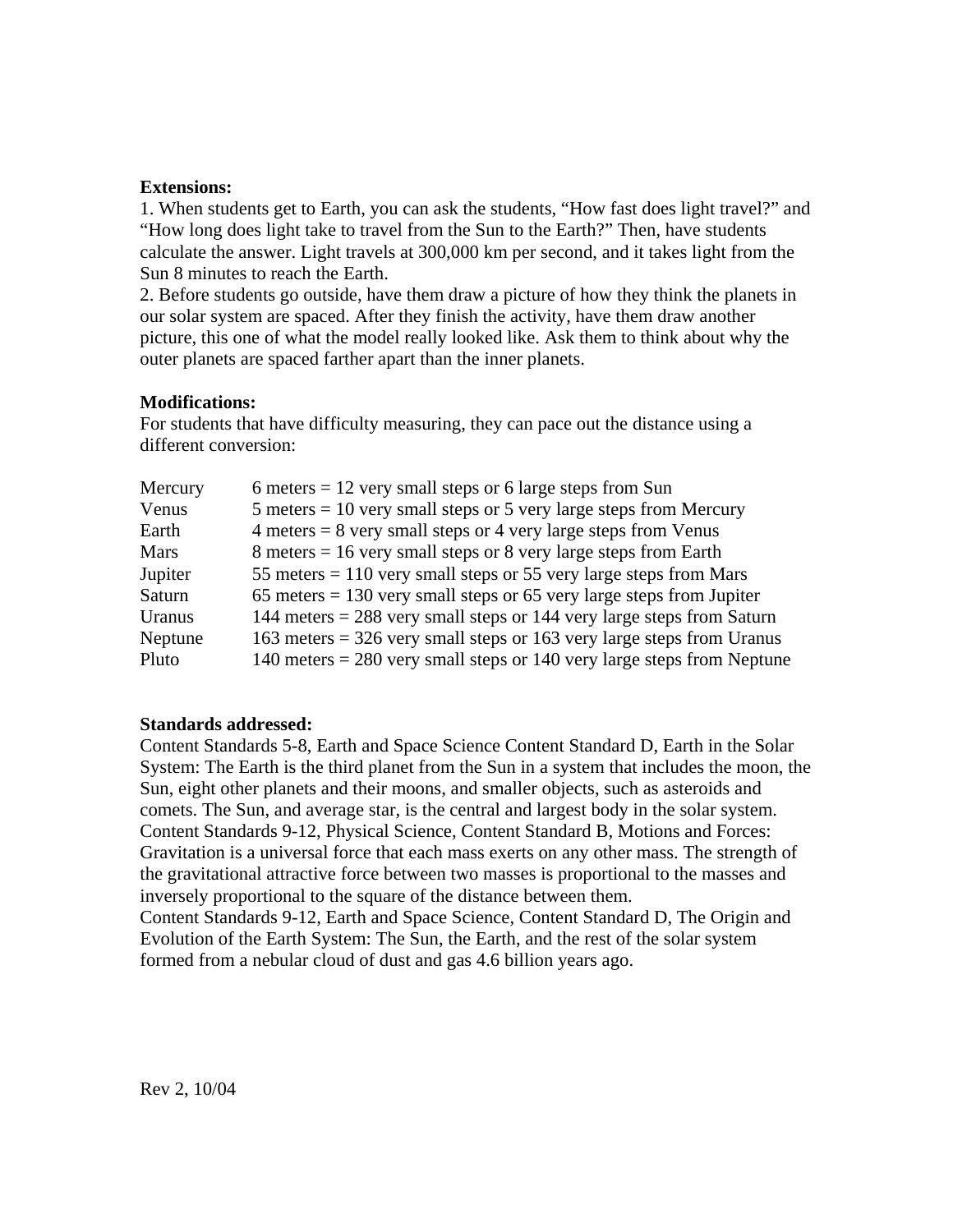**Extensions:**

1. When students get to Earth, you can ask the students, "How fast does light travel?" and "How long does light take to travel from the Sun to the Earth?" Then, have students calculate the answer. Light travels at 300,000 km per second, and it takes light from the Sun 8 minutes to reach the Earth.
2. Before students go outside, have them draw a picture of how they think the planets in our solar system are spaced. After they finish the activity, have them draw another picture, this one of what the model really looked like. Ask them to think about why the outer planets are spaced farther apart than the inner planets.

**Modifications:**

For students that have difficulty measuring, they can pace out the distance using a different conversion:

| | |
|---|---|
| Mercury | 6 meters = 12 very small steps or 6 large steps from Sun |
| Venus | 5 meters = 10 very small steps or 5 very large steps from Mercury |
| Earth | 4 meters = 8 very small steps or 4 very large steps from Venus |
| Mars | 8 meters = 16 very small steps or 8 very large steps from Earth |
| Jupiter | 55 meters = 110 very small steps or 55 very large steps from Mars |
| Saturn | 65 meters = 130 very small steps or 65 very large steps from Jupiter |
| Uranus | 144 meters = 288 very small steps or 144 very large steps from Saturn |
| Neptune | 163 meters = 326 very small steps or 163 very large steps from Uranus |
| Pluto | 140 meters = 280 very small steps or 140 very large steps from Neptune |

**Standards addressed:**

Content Standards 5-8, Earth and Space Science Content Standard D, Earth in the Solar System: The Earth is the third planet from the Sun in a system that includes the moon, the Sun, eight other planets and their moons, and smaller objects, such as asteroids and comets. The Sun, and average star, is the central and largest body in the solar system.
Content Standards 9-12, Physical Science, Content Standard B, Motions and Forces: Gravitation is a universal force that each mass exerts on any other mass. The strength of the gravitational attractive force between two masses is proportional to the masses and inversely proportional to the square of the distance between them.
Content Standards 9-12, Earth and Space Science, Content Standard D, The Origin and Evolution of the Earth System: The Sun, the Earth, and the rest of the solar system formed from a nebular cloud of dust and gas 4.6 billion years ago.

Rev 2, 10/04